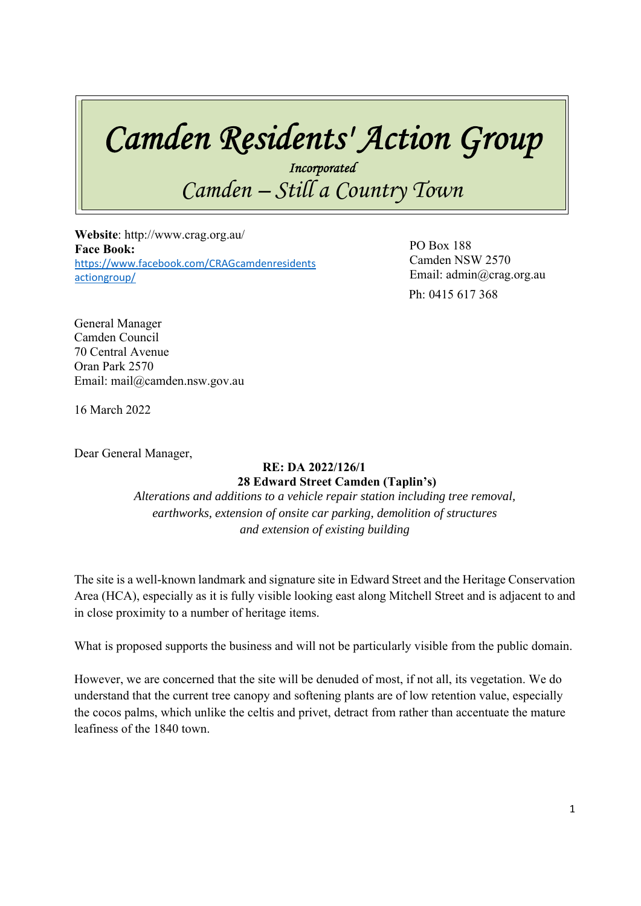# Camden Residents' Action Group

*Incorporated*

*Camden – Still a Country Town*

**Website**: http://www.crag.org.au/
**Face Book:**
https://www.facebook.com/CRAGcamdenresidentsactiongroup/

PO Box 188
Camden NSW 2570
Email: admin@crag.org.au
Ph: 0415 617 368

General Manager
Camden Council
70 Central Avenue
Oran Park 2570
Email: mail@camden.nsw.gov.au

16 March 2022

Dear General Manager,

**RE: DA 2022/126/1**
**28 Edward Street Camden (Taplin's)**
*Alterations and additions to a vehicle repair station including tree removal, earthworks, extension of onsite car parking, demolition of structures and extension of existing building*

The site is a well-known landmark and signature site in Edward Street and the Heritage Conservation Area (HCA), especially as it is fully visible looking east along Mitchell Street and is adjacent to and in close proximity to a number of heritage items.

What is proposed supports the business and will not be particularly visible from the public domain.

However, we are concerned that the site will be denuded of most, if not all, its vegetation. We do understand that the current tree canopy and softening plants are of low retention value, especially the cocos palms, which unlike the celtis and privet, detract from rather than accentuate the mature leafiness of the 1840 town.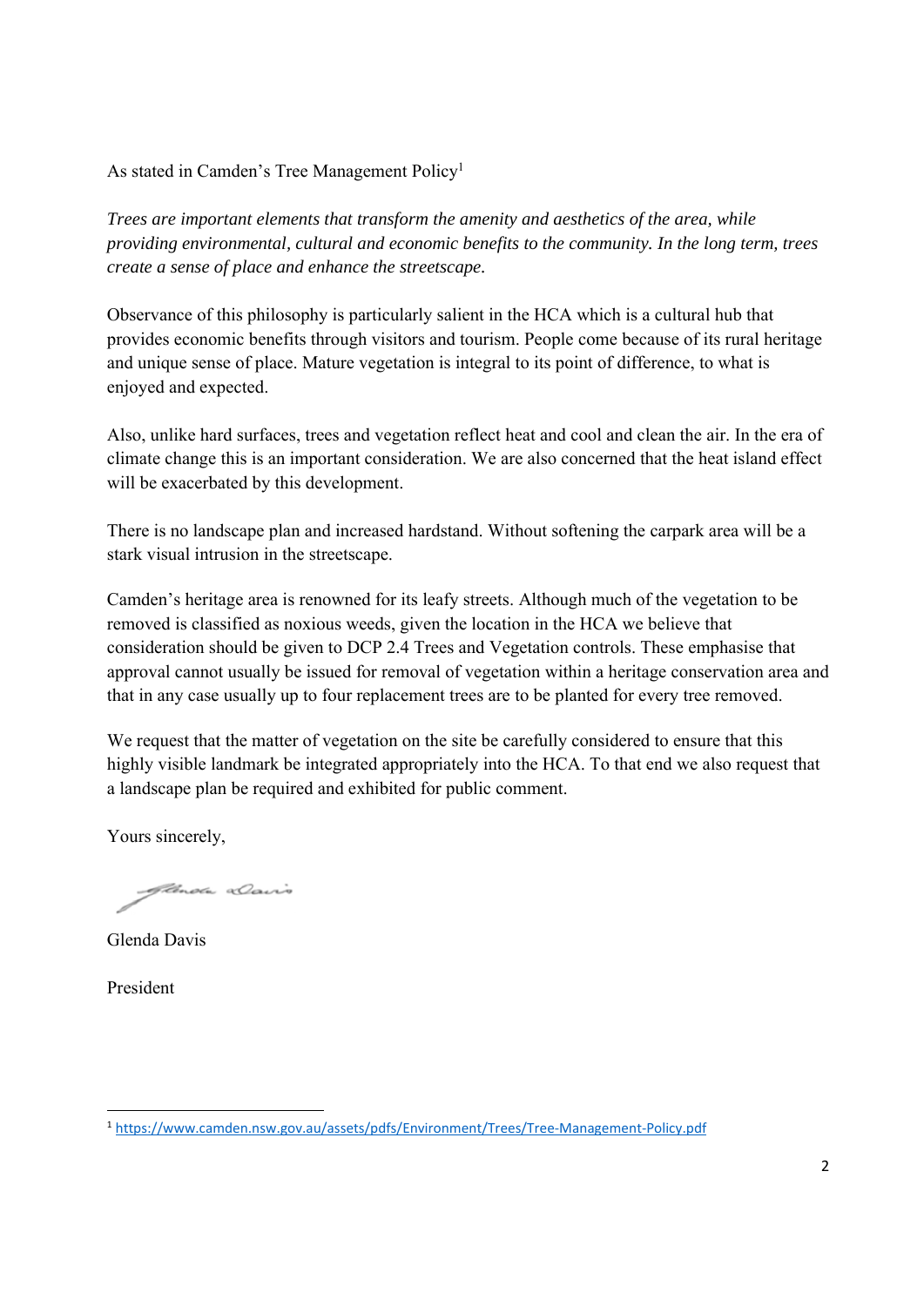As stated in Camden's Tree Management Policy[1]

*Trees are important elements that transform the amenity and aesthetics of the area, while providing environmental, cultural and economic benefits to the community. In the long term, trees create a sense of place and enhance the streetscape.*

Observance of this philosophy is particularly salient in the HCA which is a cultural hub that provides economic benefits through visitors and tourism. People come because of its rural heritage and unique sense of place. Mature vegetation is integral to its point of difference, to what is enjoyed and expected.

Also, unlike hard surfaces, trees and vegetation reflect heat and cool and clean the air. In the era of climate change this is an important consideration. We are also concerned that the heat island effect will be exacerbated by this development.

There is no landscape plan and increased hardstand. Without softening the carpark area will be a stark visual intrusion in the streetscape.

Camden's heritage area is renowned for its leafy streets. Although much of the vegetation to be removed is classified as noxious weeds, given the location in the HCA we believe that consideration should be given to DCP 2.4 Trees and Vegetation controls. These emphasise that approval cannot usually be issued for removal of vegetation within a heritage conservation area and that in any case usually up to four replacement trees are to be planted for every tree removed.

We request that the matter of vegetation on the site be carefully considered to ensure that this highly visible landmark be integrated appropriately into the HCA. To that end we also request that a landscape plan be required and exhibited for public comment.

Yours sincerely,

Glenda Davis

President

[1] https://www.camden.nsw.gov.au/assets/pdfs/Environment/Trees/Tree-Management-Policy.pdf